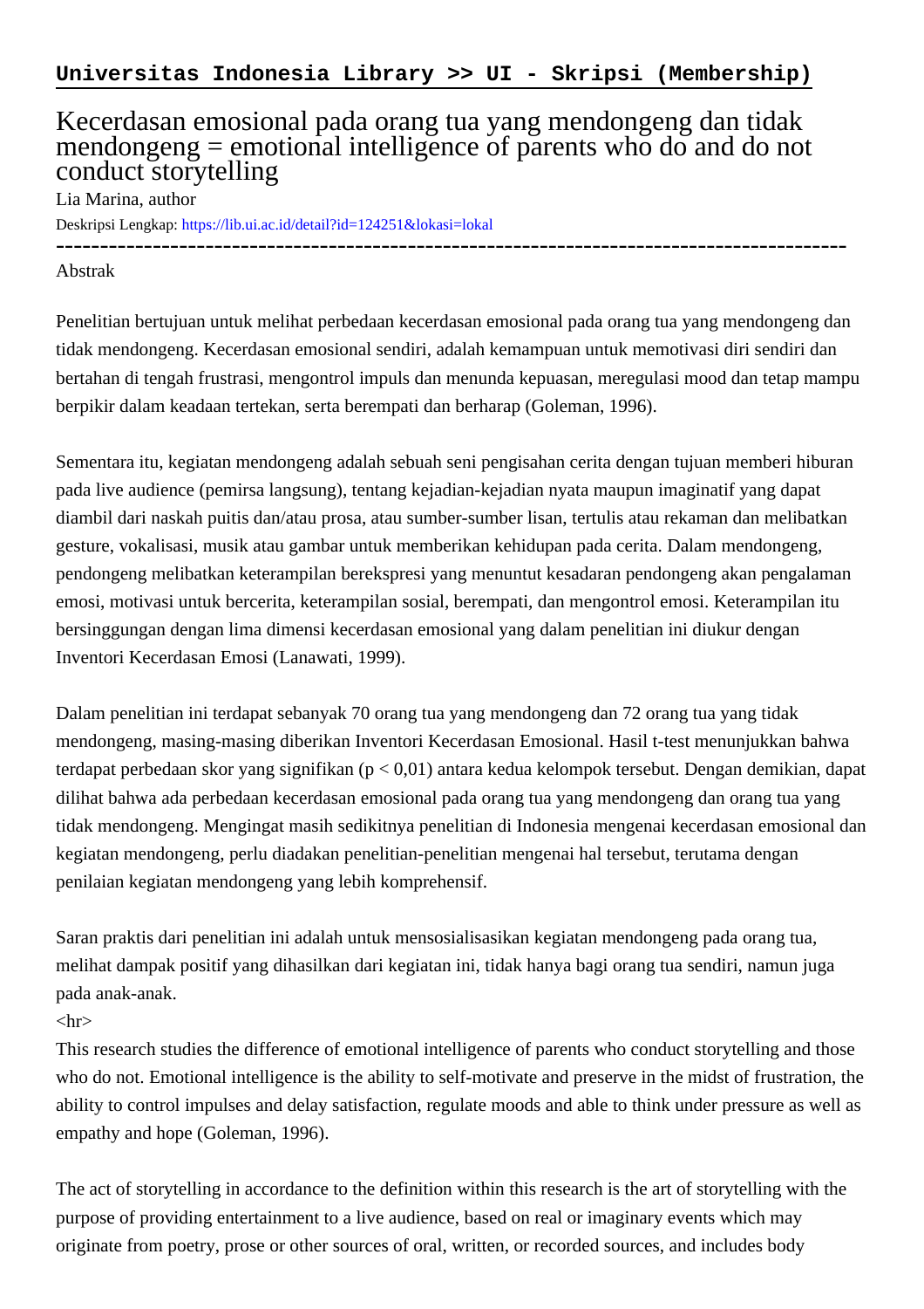**Universitas Indonesia Library >> UI - Skripsi (Membership)**

# Kecerdasan emosional pada orang tua yang mendongeng dan tidak mendongeng = emotional intelligence of parents who do and do not conduct storytelling

Lia Marina, author

Deskripsi Lengkap: https://lib.ui.ac.id/detail?id=124251&lokasi=lokal

------------------------------------------------------------------------------------------

Abstrak

Penelitian bertujuan untuk melihat perbedaan kecerdasan emosional pada orang tua yang mendongeng dan tidak mendongeng. Kecerdasan emosional sendiri, adalah kemampuan untuk memotivasi diri sendiri dan bertahan di tengah frustrasi, mengontrol impuls dan menunda kepuasan, meregulasi mood dan tetap mampu berpikir dalam keadaan tertekan, serta berempati dan berharap (Goleman, 1996).

Sementara itu, kegiatan mendongeng adalah sebuah seni pengisahan cerita dengan tujuan memberi hiburan pada live audience (pemirsa langsung), tentang kejadian-kejadian nyata maupun imaginatif yang dapat diambil dari naskah puitis dan/atau prosa, atau sumber-sumber lisan, tertulis atau rekaman dan melibatkan gesture, vokalisasi, musik atau gambar untuk memberikan kehidupan pada cerita. Dalam mendongeng, pendongeng melibatkan keterampilan berekspresi yang menuntut kesadaran pendongeng akan pengalaman emosi, motivasi untuk bercerita, keterampilan sosial, berempati, dan mengontrol emosi. Keterampilan itu bersinggungan dengan lima dimensi kecerdasan emosional yang dalam penelitian ini diukur dengan Inventori Kecerdasan Emosi (Lanawati, 1999).

Dalam penelitian ini terdapat sebanyak 70 orang tua yang mendongeng dan 72 orang tua yang tidak mendongeng, masing-masing diberikan Inventori Kecerdasan Emosional. Hasil t-test menunjukkan bahwa terdapat perbedaan skor yang signifikan ($p < 0{,}01$) antara kedua kelompok tersebut. Dengan demikian, dapat dilihat bahwa ada perbedaan kecerdasan emosional pada orang tua yang mendongeng dan orang tua yang tidak mendongeng. Mengingat masih sedikitnya penelitian di Indonesia mengenai kecerdasan emosional dan kegiatan mendongeng, perlu diadakan penelitian-penelitian mengenai hal tersebut, terutama dengan penilaian kegiatan mendongeng yang lebih komprehensif.

Saran praktis dari penelitian ini adalah untuk mensosialisasikan kegiatan mendongeng pada orang tua, melihat dampak positif yang dihasilkan dari kegiatan ini, tidak hanya bagi orang tua sendiri, namun juga pada anak-anak.

<hr>

This research studies the difference of emotional intelligence of parents who conduct storytelling and those who do not. Emotional intelligence is the ability to self-motivate and preserve in the midst of frustration, the ability to control impulses and delay satisfaction, regulate moods and able to think under pressure as well as empathy and hope (Goleman, 1996).

The act of storytelling in accordance to the definition within this research is the art of storytelling with the purpose of providing entertainment to a live audience, based on real or imaginary events which may originate from poetry, prose or other sources of oral, written, or recorded sources, and includes body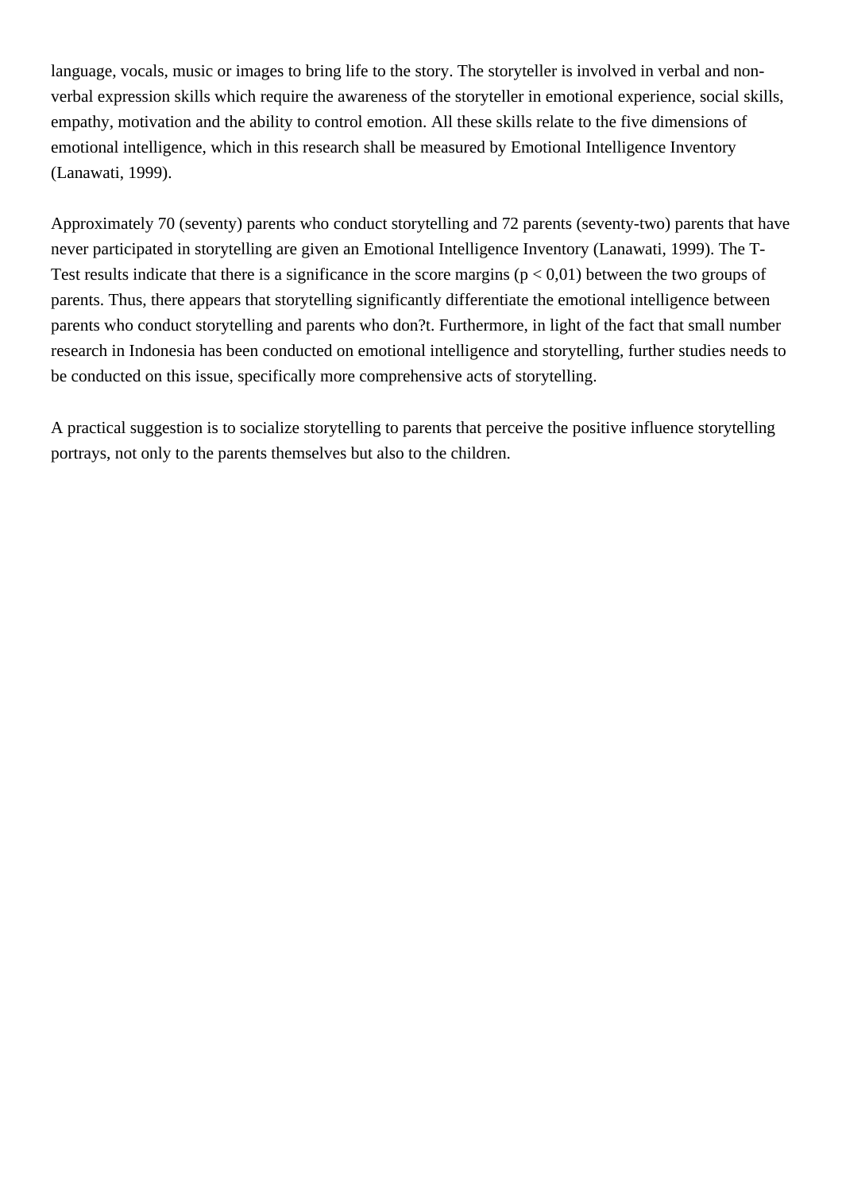language, vocals, music or images to bring life to the story. The storyteller is involved in verbal and non-verbal expression skills which require the awareness of the storyteller in emotional experience, social skills, empathy, motivation and the ability to control emotion. All these skills relate to the five dimensions of emotional intelligence, which in this research shall be measured by Emotional Intelligence Inventory (Lanawati, 1999).

Approximately 70 (seventy) parents who conduct storytelling and 72 parents (seventy-two) parents that have never participated in storytelling are given an Emotional Intelligence Inventory (Lanawati, 1999). The T-Test results indicate that there is a significance in the score margins ($p < 0,01$) between the two groups of parents. Thus, there appears that storytelling significantly differentiate the emotional intelligence between parents who conduct storytelling and parents who don?t. Furthermore, in light of the fact that small number research in Indonesia has been conducted on emotional intelligence and storytelling, further studies needs to be conducted on this issue, specifically more comprehensive acts of storytelling.

A practical suggestion is to socialize storytelling to parents that perceive the positive influence storytelling portrays, not only to the parents themselves but also to the children.